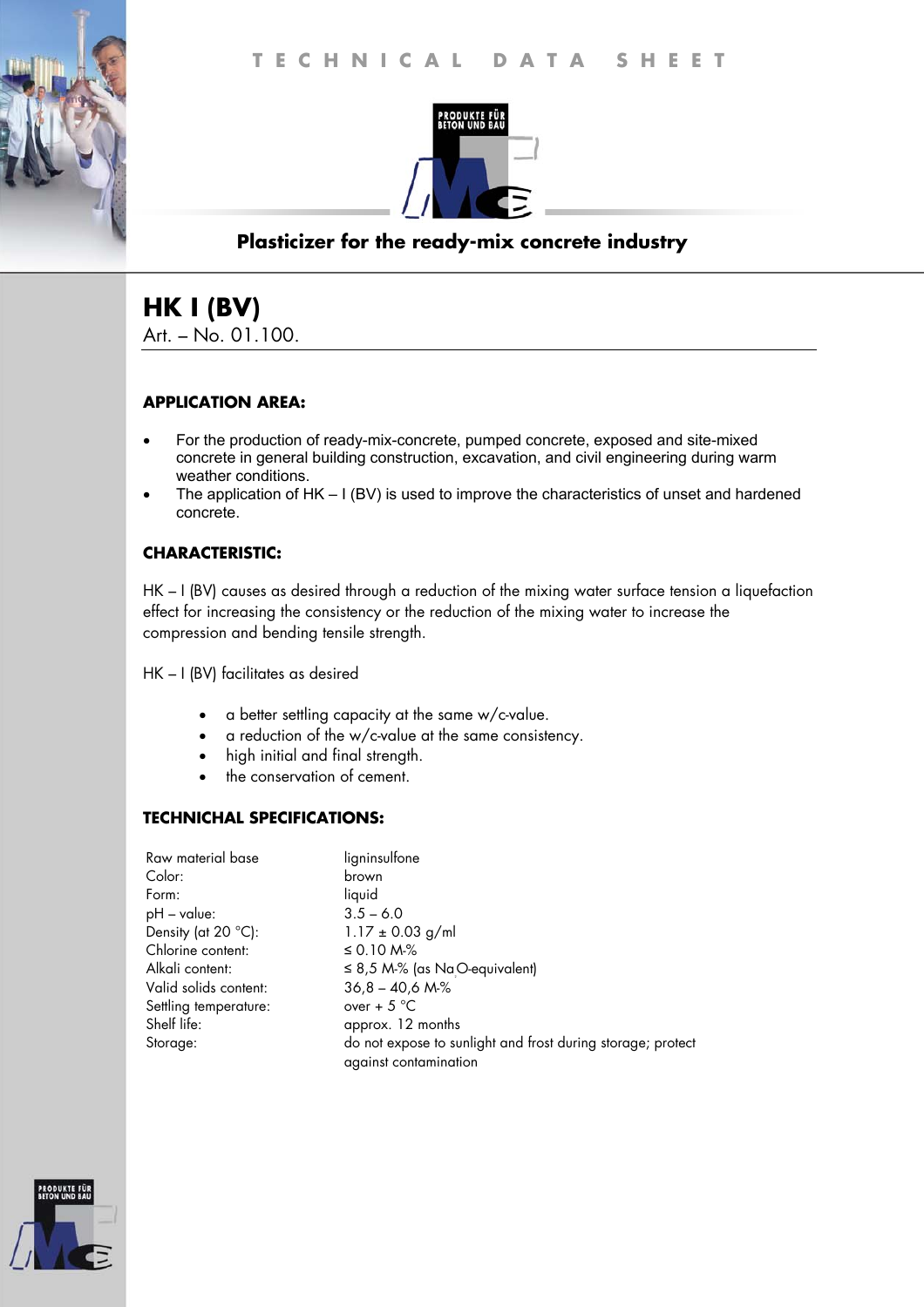TECHNICAL DATA SHEET

PRODUKTE FÜR BETON UND BAU

**Plasticizer for the ready-mix concrete industry**

# HK I (BV)

Art. – No. 01.100.

### APPLICATION AREA:

- For the production of ready-mix-concrete, pumped concrete, exposed and site-mixed concrete in general building construction, excavation, and civil engineering during warm weather conditions.
- The application of HK – I (BV) is used to improve the characteristics of unset and hardened concrete.

### CHARACTERISTIC:

HK – I (BV) causes as desired through a reduction of the mixing water surface tension a liquefaction effect for increasing the consistency or the reduction of the mixing water to increase the compression and bending tensile strength.

HK – I (BV) facilitates as desired

- a better settling capacity at the same w/c-value.
- a reduction of the w/c-value at the same consistency.
- high initial and final strength.
- the conservation of cement.

### TECHNICHAL SPECIFICATIONS:

| | |
|---|---|
| Raw material base | ligninsulfone |
| Color: | brown |
| Form: | liquid |
| pH – value: | 3.5 – 6.0 |
| Density (at 20 °C): | 1.17 ± 0.03 g/ml |
| Chlorine content: | ≤ 0.10 M-% |
| Alkali content: | ≤ 8,5 M-% (as $Na_2O$-equivalent) |
| Valid solids content: | 36,8 – 40,6 M-% |
| Settling temperature: | over + 5 °C |
| Shelf life: | approx. 12 months |
| Storage: | do not expose to sunlight and frost during storage; protect against contamination |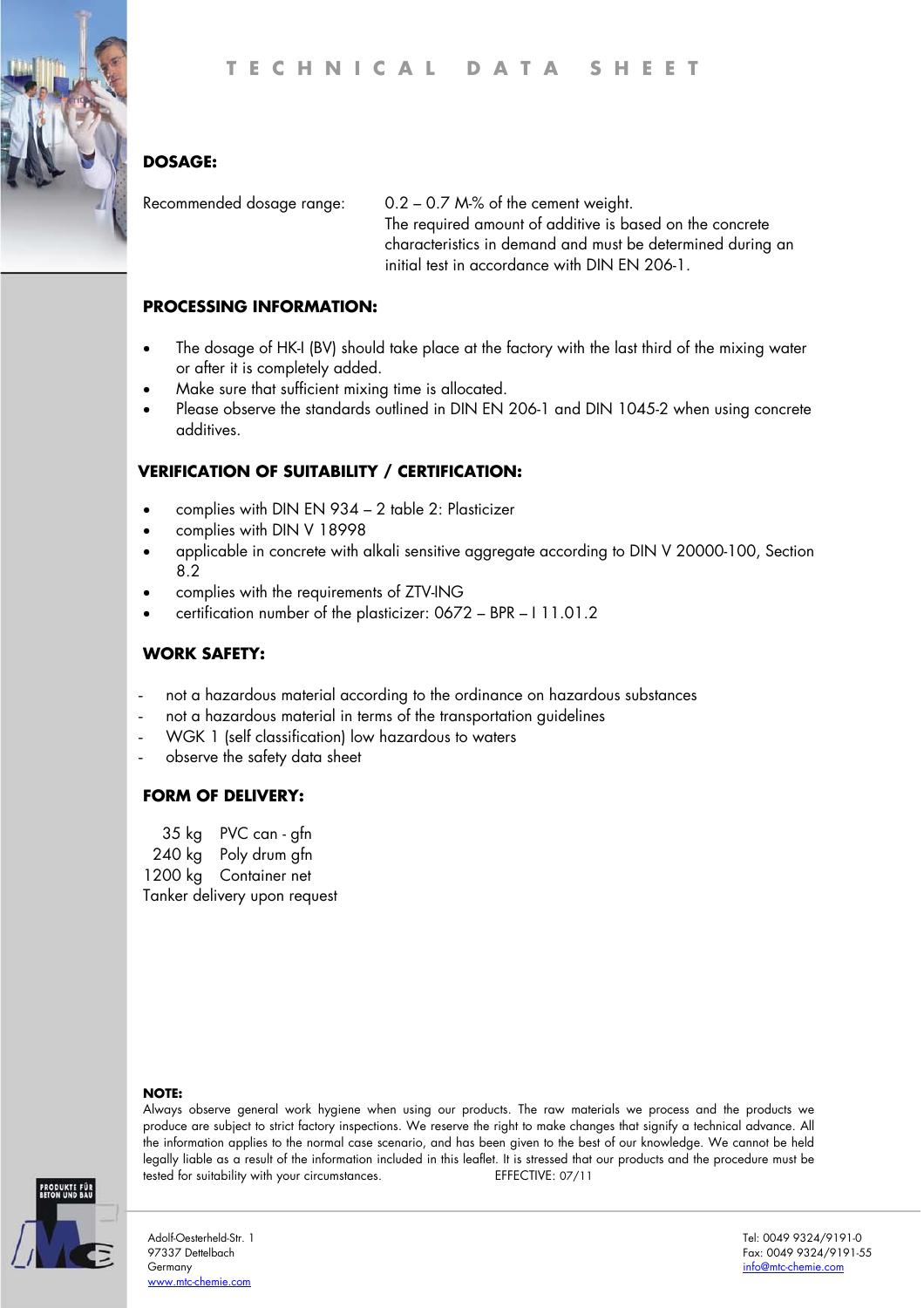## DOSAGE:

| | |
|---|---|
| Recommended dosage range: | 0.2 – 0.7 M-% of the cement weight. The required amount of additive is based on the concrete characteristics in demand and must be determined during an initial test in accordance with DIN EN 206-1. |

## PROCESSING INFORMATION:

- The dosage of HK-I (BV) should take place at the factory with the last third of the mixing water or after it is completely added.
- Make sure that sufficient mixing time is allocated.
- Please observe the standards outlined in DIN EN 206-1 and DIN 1045-2 when using concrete additives.

## VERIFICATION OF SUITABILITY / CERTIFICATION:

- complies with DIN EN 934 – 2 table 2: Plasticizer
- complies with DIN V 18998
- applicable in concrete with alkali sensitive aggregate according to DIN V 20000-100, Section 8.2
- complies with the requirements of ZTV-ING
- certification number of the plasticizer: 0672 – BPR – I 11.01.2

## WORK SAFETY:

- not a hazardous material according to the ordinance on hazardous substances
- not a hazardous material in terms of the transportation guidelines
- WGK 1 (self classification) low hazardous to waters
- observe the safety data sheet

## FORM OF DELIVERY:

| | |
|---|---|
| 35 kg | PVC can - gfn |
| 240 kg | Poly drum gfn |
| 1200 kg | Container net |

Tanker delivery upon request

**NOTE:**
Always observe general work hygiene when using our products. The raw materials we process and the products we produce are subject to strict factory inspections. We reserve the right to make changes that signify a technical advance. All the information applies to the normal case scenario, and has been given to the best of our knowledge. We cannot be held legally liable as a result of the information included in this leaflet. It is stressed that our products and the procedure must be tested for suitability with your circumstances. EFFECTIVE: 07/11

Adolf-Oesterheld-Str. 1
97337 Dettelbach
Germany
www.mtc-chemie.com

Tel: 0049 9324/9191-0
Fax: 0049 9324/9191-55
info@mtc-chemie.com